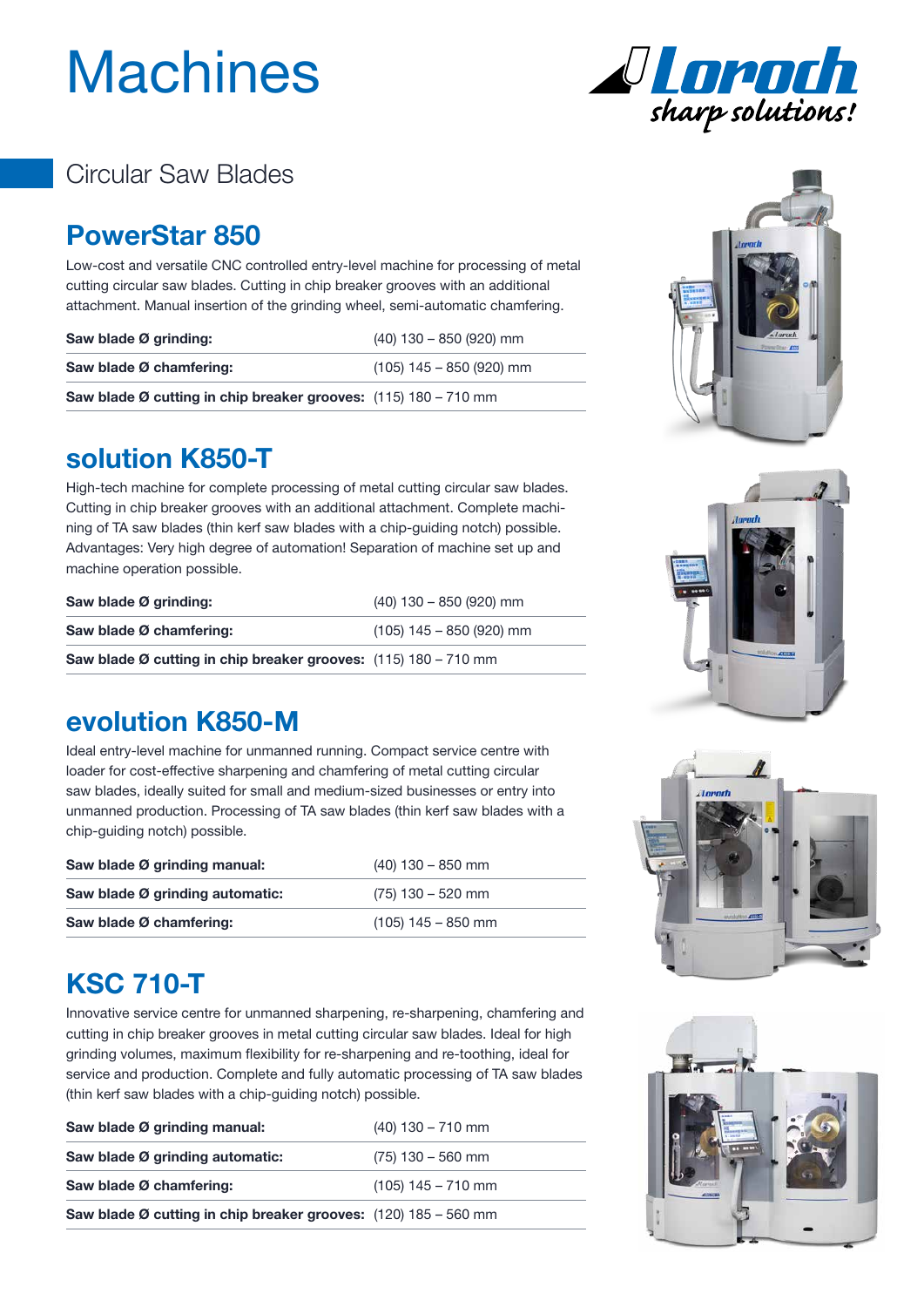# Machines

## Circular Saw Blades

### PowerStar 850

Low-cost and versatile CNC controlled entry-level machine for processing of metal cutting circular saw blades. Cutting in chip breaker grooves with an additional attachment. Manual insertion of the grinding wheel, semi-automatic chamfering.

| | |
|---|---|
| **Saw blade Ø grinding:** | (40) 130 – 850 (920) mm |
| **Saw blade Ø chamfering:** | (105) 145 – 850 (920) mm |
| **Saw blade Ø cutting in chip breaker grooves:** | (115) 180 – 710 mm |

### solution K850-T

High-tech machine for complete processing of metal cutting circular saw blades. Cutting in chip breaker grooves with an additional attachment. Complete machining of TA saw blades (thin kerf saw blades with a chip-guiding notch) possible. Advantages: Very high degree of automation! Separation of machine set up and machine operation possible.

| | |
|---|---|
| **Saw blade Ø grinding:** | (40) 130 – 850 (920) mm |
| **Saw blade Ø chamfering:** | (105) 145 – 850 (920) mm |
| **Saw blade Ø cutting in chip breaker grooves:** | (115) 180 – 710 mm |

### evolution K850-M

Ideal entry-level machine for unmanned running. Compact service centre with loader for cost-effective sharpening and chamfering of metal cutting circular saw blades, ideally suited for small and medium-sized businesses or entry into unmanned production. Processing of TA saw blades (thin kerf saw blades with a chip-guiding notch) possible.

| | |
|---|---|
| **Saw blade Ø grinding manual:** | (40) 130 – 850 mm |
| **Saw blade Ø grinding automatic:** | (75) 130 – 520 mm |
| **Saw blade Ø chamfering:** | (105) 145 – 850 mm |

### KSC 710-T

Innovative service centre for unmanned sharpening, re-sharpening, chamfering and cutting in chip breaker grooves in metal cutting circular saw blades. Ideal for high grinding volumes, maximum flexibility for re-sharpening and re-toothing, ideal for service and production. Complete and fully automatic processing of TA saw blades (thin kerf saw blades with a chip-guiding notch) possible.

| | |
|---|---|
| **Saw blade Ø grinding manual:** | (40) 130 – 710 mm |
| **Saw blade Ø grinding automatic:** | (75) 130 – 560 mm |
| **Saw blade Ø chamfering:** | (105) 145 – 710 mm |
| **Saw blade Ø cutting in chip breaker grooves:** | (120) 185 – 560 mm |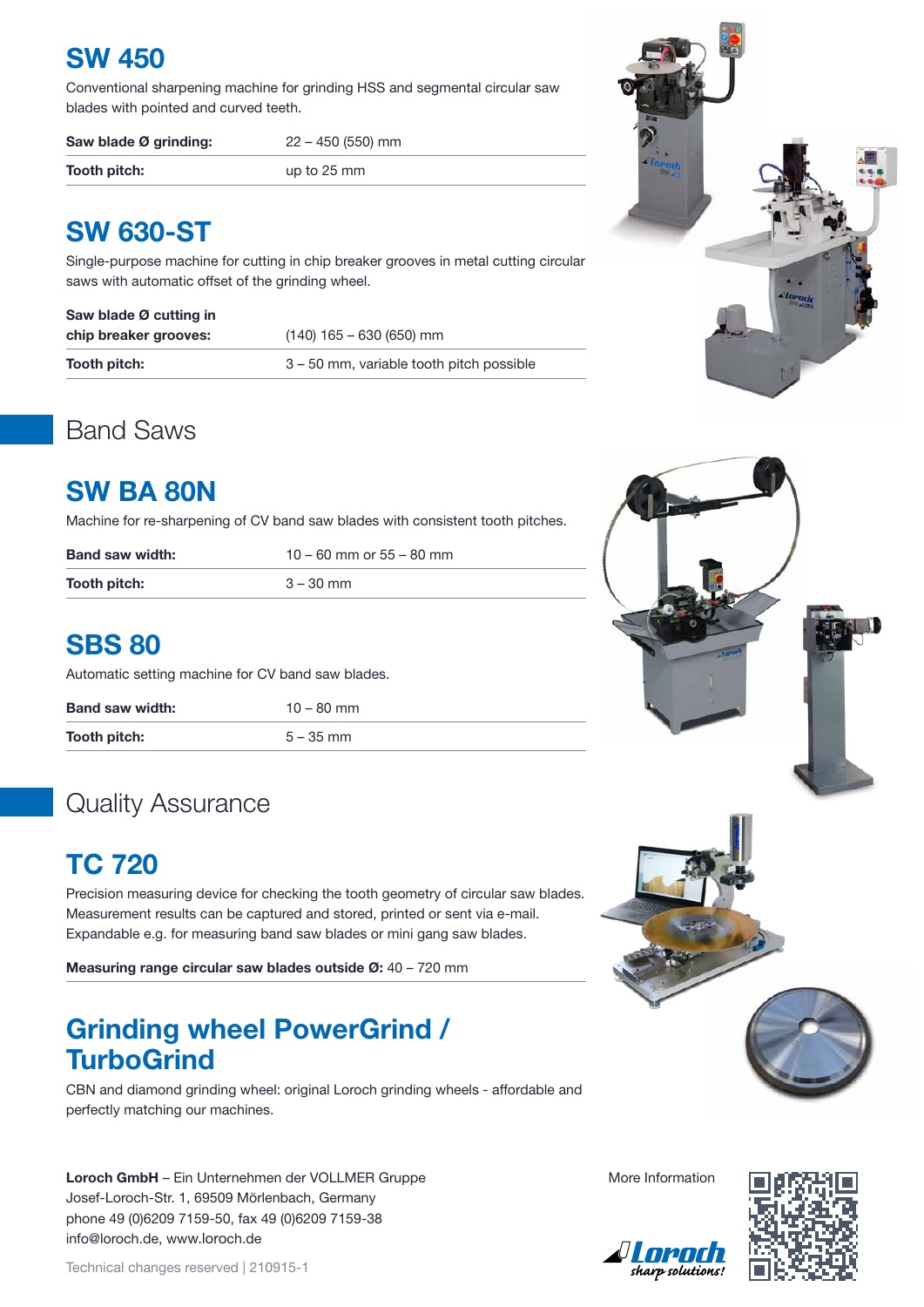## SW 450

Conventional sharpening machine for grinding HSS and segmental circular saw blades with pointed and curved teeth.

| | |
|---|---|
| **Saw blade Ø grinding:** | 22 – 450 (550) mm |
| **Tooth pitch:** | up to 25 mm |

## SW 630-ST

Single-purpose machine for cutting in chip breaker grooves in metal cutting circular saws with automatic offset of the grinding wheel.

| | |
|---|---|
| **Saw blade Ø cutting in chip breaker grooves:** | (140) 165 – 630 (650) mm |
| **Tooth pitch:** | 3 – 50 mm, variable tooth pitch possible |

# Band Saws

## SW BA 80N

Machine for re-sharpening of CV band saw blades with consistent tooth pitches.

| | |
|---|---|
| **Band saw width:** | 10 – 60 mm or 55 – 80 mm |
| **Tooth pitch:** | 3 – 30 mm |

## SBS 80

Automatic setting machine for CV band saw blades.

| | |
|---|---|
| **Band saw width:** | 10 – 80 mm |
| **Tooth pitch:** | 5 – 35 mm |

# Quality Assurance

## TC 720

Precision measuring device for checking the tooth geometry of circular saw blades. Measurement results can be captured and stored, printed or sent via e-mail. Expandable e.g. for measuring band saw blades or mini gang saw blades.

**Measuring range circular saw blades outside Ø:** 40 – 720 mm

## Grinding wheel PowerGrind / TurboGrind

CBN and diamond grinding wheel: original Loroch grinding wheels - affordable and perfectly matching our machines.

**Loroch GmbH** – Ein Unternehmen der VOLLMER Gruppe
Josef-Loroch-Str. 1, 69509 Mörlenbach, Germany
phone 49 (0)6209 7159-50, fax 49 (0)6209 7159-38
info@loroch.de, www.loroch.de

More Information

Loroch
sharp solutions!

Technical changes reserved | 210915-1